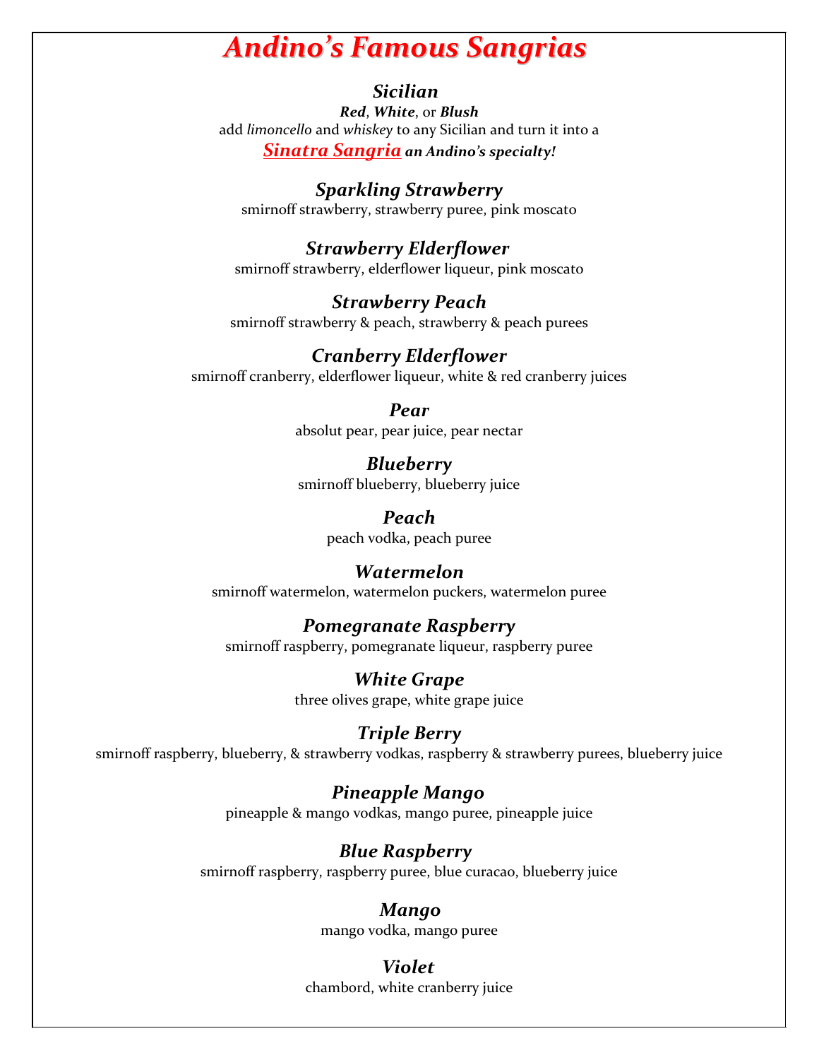# *Andino's Famous Sangrias*

### *Sicilian*

***Red***, ***White***, or ***Blush***

add *limoncello* and *whiskey* to any Sicilian and turn it into a

***Sinatra Sangria*** ***an Andino's specialty!***

### *Sparkling Strawberry*

smirnoff strawberry, strawberry puree, pink moscato

### *Strawberry Elderflower*

smirnoff strawberry, elderflower liqueur, pink moscato

### *Strawberry Peach*

smirnoff strawberry & peach, strawberry & peach purees

### *Cranberry Elderflower*

smirnoff cranberry, elderflower liqueur, white & red cranberry juices

### *Pear*

absolut pear, pear juice, pear nectar

### *Blueberry*

smirnoff blueberry, blueberry juice

### *Peach*

peach vodka, peach puree

### *Watermelon*

smirnoff watermelon, watermelon puckers, watermelon puree

### *Pomegranate Raspberry*

smirnoff raspberry, pomegranate liqueur, raspberry puree

### *White Grape*

three olives grape, white grape juice

### *Triple Berry*

smirnoff raspberry, blueberry, & strawberry vodkas, raspberry & strawberry purees, blueberry juice

### *Pineapple Mango*

pineapple & mango vodkas, mango puree, pineapple juice

### *Blue Raspberry*

smirnoff raspberry, raspberry puree, blue curacao, blueberry juice

### *Mango*

mango vodka, mango puree

### *Violet*

chambord, white cranberry juice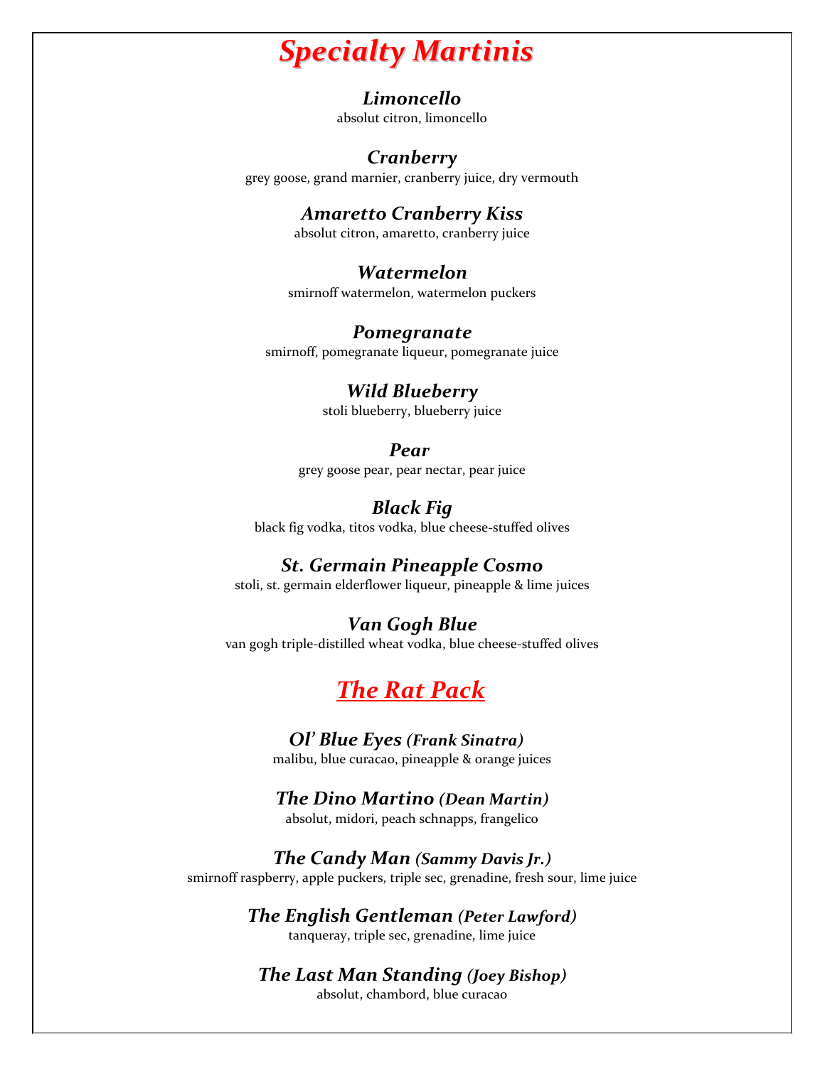# *Specialty Martinis*

***Limoncello***
absolut citron, limoncello

***Cranberry***
grey goose, grand marnier, cranberry juice, dry vermouth

***Amaretto Cranberry Kiss***
absolut citron, amaretto, cranberry juice

***Watermelon***
smirnoff watermelon, watermelon puckers

***Pomegranate***
smirnoff, pomegranate liqueur, pomegranate juice

***Wild Blueberry***
stoli blueberry, blueberry juice

***Pear***
grey goose pear, pear nectar, pear juice

***Black Fig***
black fig vodka, titos vodka, blue cheese-stuffed olives

***St. Germain Pineapple Cosmo***
stoli, st. germain elderflower liqueur, pineapple & lime juices

***Van Gogh Blue***
van gogh triple-distilled wheat vodka, blue cheese-stuffed olives

## *The Rat Pack*

***Ol' Blue Eyes** (Frank Sinatra)*
malibu, blue curacao, pineapple & orange juices

***The Dino Martino** (Dean Martin)*
absolut, midori, peach schnapps, frangelico

***The Candy Man** (Sammy Davis Jr.)*
smirnoff raspberry, apple puckers, triple sec, grenadine, fresh sour, lime juice

***The English Gentleman** (Peter Lawford)*
tanqueray, triple sec, grenadine, lime juice

***The Last Man Standing** (Joey Bishop)*
absolut, chambord, blue curacao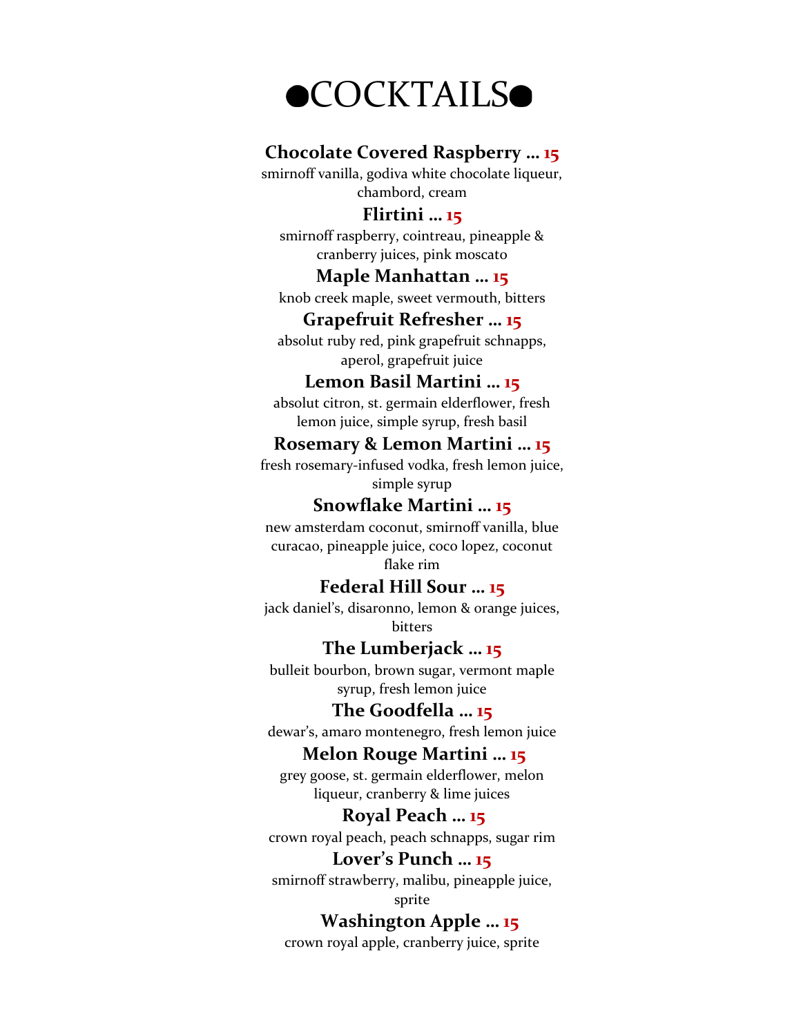# ●COCKTAILS●

**Chocolate Covered Raspberry … 15**
smirnoff vanilla, godiva white chocolate liqueur, chambord, cream

**Flirtini … 15**
smirnoff raspberry, cointreau, pineapple & cranberry juices, pink moscato

**Maple Manhattan … 15**
knob creek maple, sweet vermouth, bitters

**Grapefruit Refresher … 15**
absolut ruby red, pink grapefruit schnapps, aperol, grapefruit juice

**Lemon Basil Martini … 15**
absolut citron, st. germain elderflower, fresh lemon juice, simple syrup, fresh basil

**Rosemary & Lemon Martini … 15**
fresh rosemary-infused vodka, fresh lemon juice, simple syrup

**Snowflake Martini … 15**
new amsterdam coconut, smirnoff vanilla, blue curacao, pineapple juice, coco lopez, coconut flake rim

**Federal Hill Sour … 15**
jack daniel's, disaronno, lemon & orange juices, bitters

**The Lumberjack … 15**
bulleit bourbon, brown sugar, vermont maple syrup, fresh lemon juice

**The Goodfella … 15**
dewar's, amaro montenegro, fresh lemon juice

**Melon Rouge Martini … 15**
grey goose, st. germain elderflower, melon liqueur, cranberry & lime juices

**Royal Peach … 15**
crown royal peach, peach schnapps, sugar rim

**Lover's Punch … 15**
smirnoff strawberry, malibu, pineapple juice, sprite

**Washington Apple … 15**
crown royal apple, cranberry juice, sprite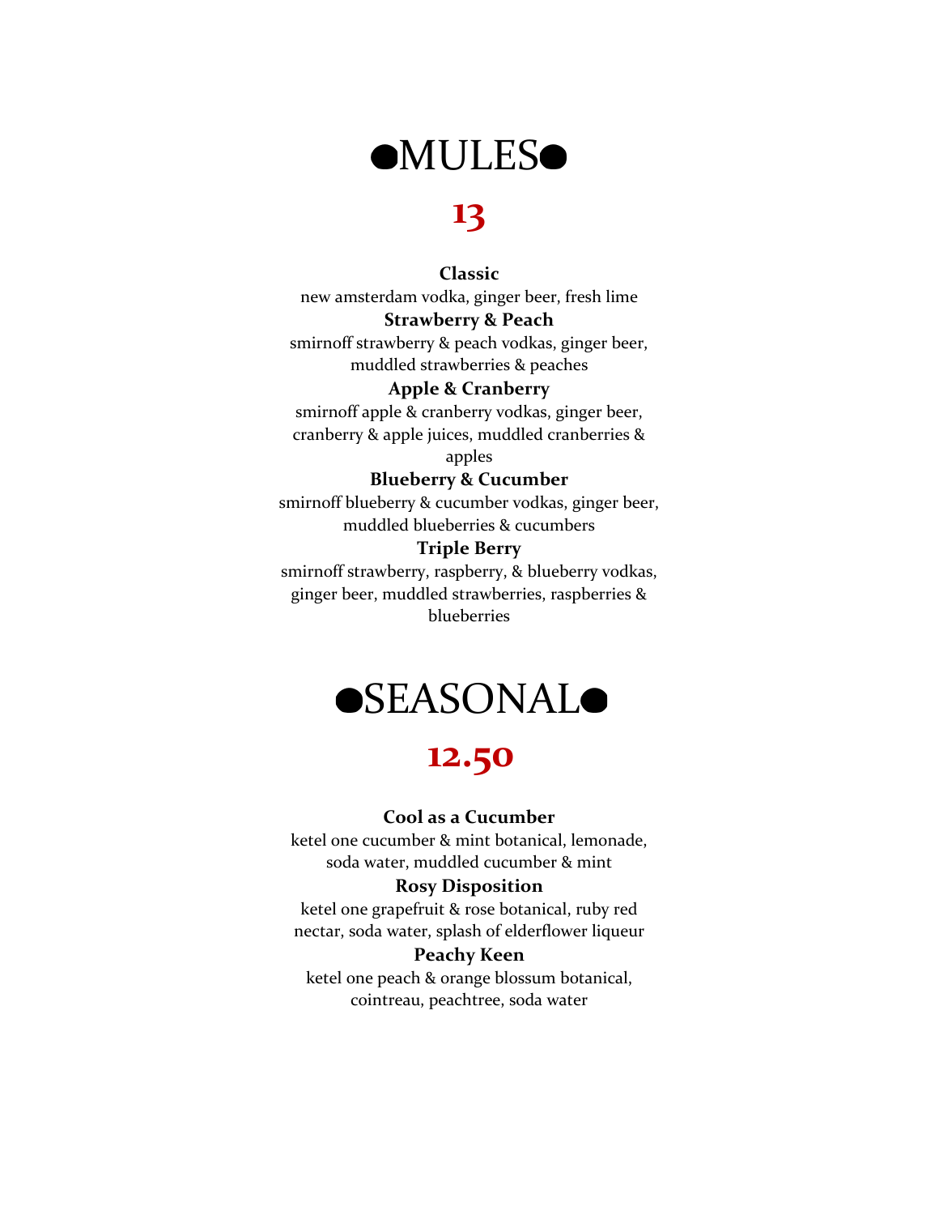# ●MULES●

## 13

**Classic**
new amsterdam vodka, ginger beer, fresh lime

**Strawberry & Peach**
smirnoff strawberry & peach vodkas, ginger beer, muddled strawberries & peaches

**Apple & Cranberry**
smirnoff apple & cranberry vodkas, ginger beer, cranberry & apple juices, muddled cranberries & apples

**Blueberry & Cucumber**
smirnoff blueberry & cucumber vodkas, ginger beer, muddled blueberries & cucumbers

**Triple Berry**
smirnoff strawberry, raspberry, & blueberry vodkas, ginger beer, muddled strawberries, raspberries & blueberries

# ●SEASONAL●

## 12.50

**Cool as a Cucumber**
ketel one cucumber & mint botanical, lemonade, soda water, muddled cucumber & mint

**Rosy Disposition**
ketel one grapefruit & rose botanical, ruby red nectar, soda water, splash of elderflower liqueur

**Peachy Keen**
ketel one peach & orange blossum botanical, cointreau, peachtree, soda water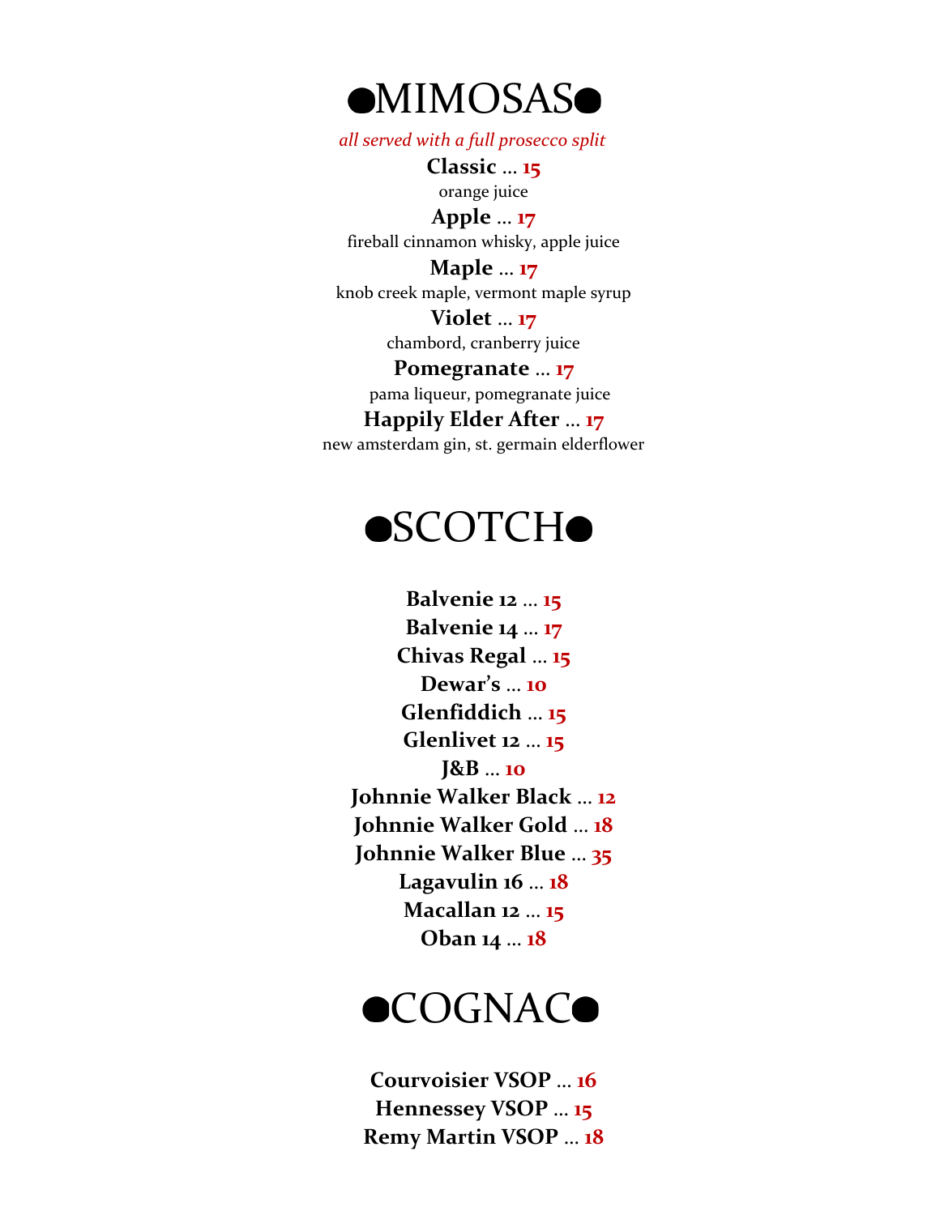# ●MIMOSAS●

*all served with a full prosecco split*

**Classic** … **15**
orange juice

**Apple** … **17**
fireball cinnamon whisky, apple juice

**Maple** … **17**
knob creek maple, vermont maple syrup

**Violet** … **17**
chambord, cranberry juice

**Pomegranate** … **17**
pama liqueur, pomegranate juice

**Happily Elder After** … **17**
new amsterdam gin, st. germain elderflower

# ●SCOTCH●

**Balvenie 12** … **15**
**Balvenie 14** … **17**
**Chivas Regal** … **15**
**Dewar's** … **10**
**Glenfiddich** … **15**
**Glenlivet 12** … **15**
**J&B** … **10**
**Johnnie Walker Black** … **12**
**Johnnie Walker Gold** … **18**
**Johnnie Walker Blue** … **35**
**Lagavulin 16** … **18**
**Macallan 12** … **15**
**Oban 14** … **18**

# ●COGNAC●

**Courvoisier VSOP** … **16**
**Hennessey VSOP** … **15**
**Remy Martin VSOP** … **18**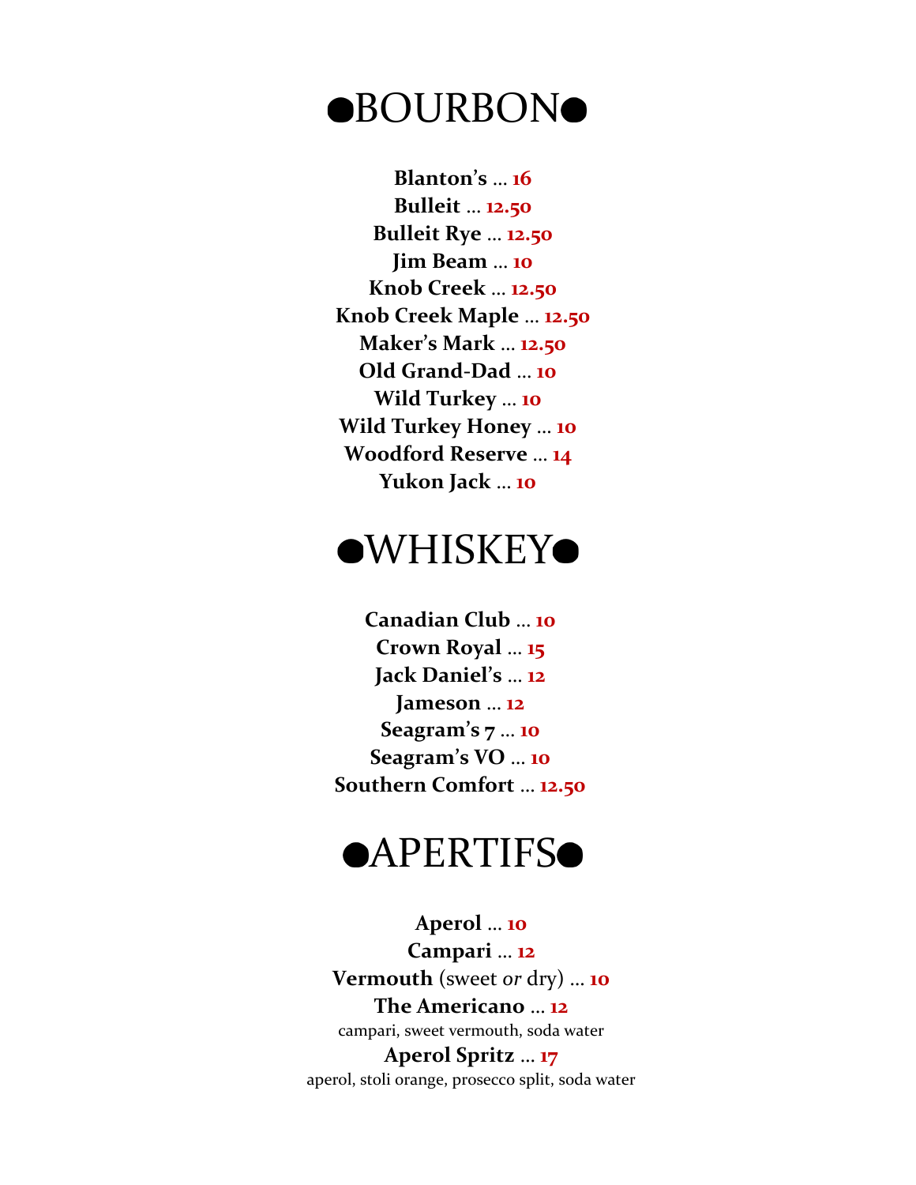# ●BOURBON●

**Blanton's** … **16**
**Bulleit** … **12.50**
**Bulleit Rye** … **12.50**
**Jim Beam** … **10**
**Knob Creek** … **12.50**
**Knob Creek Maple** … **12.50**
**Maker's Mark** … **12.50**
**Old Grand-Dad** … **10**
**Wild Turkey** … **10**
**Wild Turkey Honey** … **10**
**Woodford Reserve** … **14**
**Yukon Jack** … **10**

# ●WHISKEY●

**Canadian Club** … **10**
**Crown Royal** … **15**
**Jack Daniel's** … **12**
**Jameson** … **12**
**Seagram's 7** … **10**
**Seagram's VO** … **10**
**Southern Comfort** … **12.50**

# ●APERTIFS●

**Aperol** … **10**
**Campari** … **12**
**Vermouth** (sweet *or* dry) … **10**
**The Americano** … **12**
campari, sweet vermouth, soda water
**Aperol Spritz** … **17**
aperol, stoli orange, prosecco split, soda water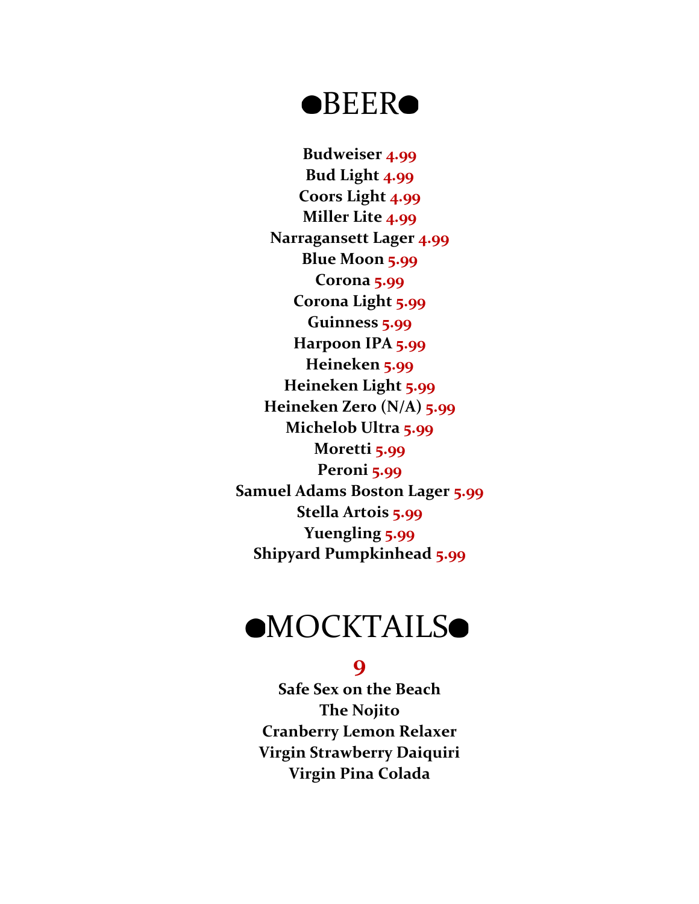# ●BEER●

**Budweiser** 4.99
**Bud Light** 4.99
**Coors Light** 4.99
**Miller Lite** 4.99
**Narragansett Lager** 4.99
**Blue Moon** 5.99
**Corona** 5.99
**Corona Light** 5.99
**Guinness** 5.99
**Harpoon IPA** 5.99
**Heineken** 5.99
**Heineken Light** 5.99
**Heineken Zero (N/A)** 5.99
**Michelob Ultra** 5.99
**Moretti** 5.99
**Peroni** 5.99
**Samuel Adams Boston Lager** 5.99
**Stella Artois** 5.99
**Yuengling** 5.99
**Shipyard Pumpkinhead** 5.99

# ●MOCKTAILS●

**9**

**Safe Sex on the Beach**
**The Nojito**
**Cranberry Lemon Relaxer**
**Virgin Strawberry Daiquiri**
**Virgin Pina Colada**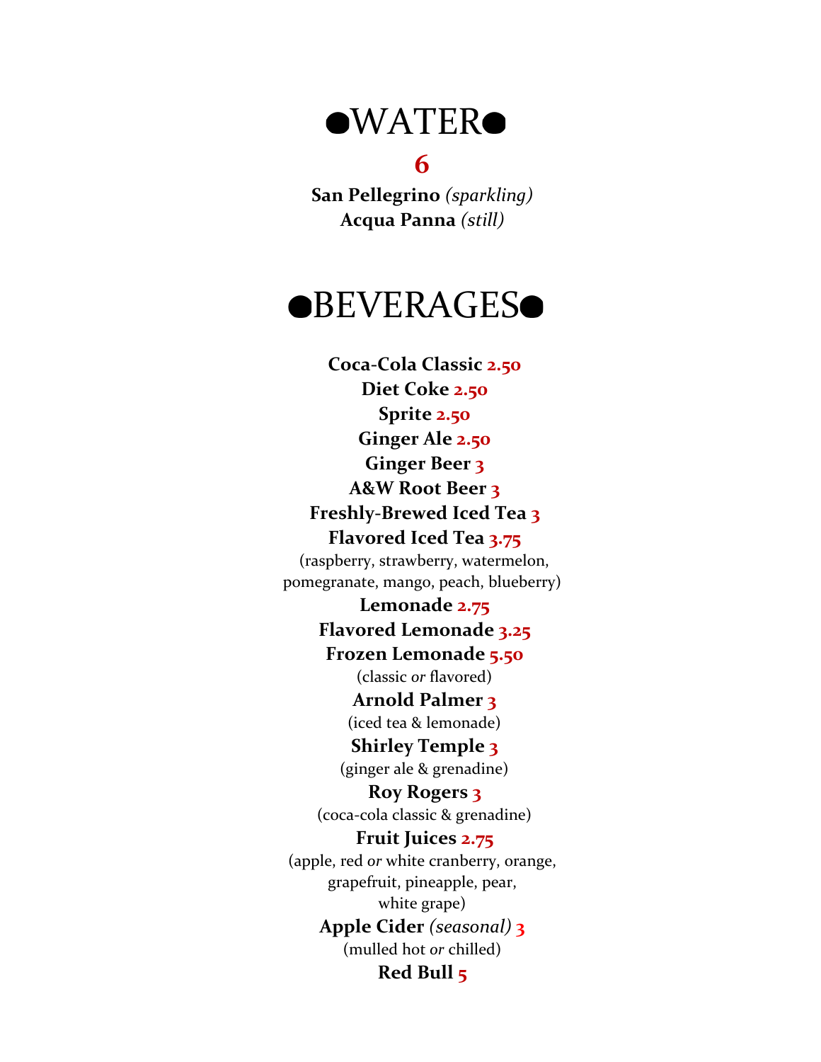# ●WATER●

**6**

**San Pellegrino** *(sparkling)*
**Acqua Panna** *(still)*

# ●BEVERAGES●

**Coca-Cola Classic 2.50**

**Diet Coke 2.50**

**Sprite 2.50**

**Ginger Ale 2.50**

**Ginger Beer 3**

**A&W Root Beer 3**

**Freshly-Brewed Iced Tea 3**

**Flavored Iced Tea 3.75**
(raspberry, strawberry, watermelon, pomegranate, mango, peach, blueberry)

**Lemonade 2.75**

**Flavored Lemonade 3.25**

**Frozen Lemonade 5.50**
(classic *or* flavored)

**Arnold Palmer 3**
(iced tea & lemonade)

**Shirley Temple 3**
(ginger ale & grenadine)

**Roy Rogers 3**
(coca-cola classic & grenadine)

**Fruit Juices 2.75**
(apple, red *or* white cranberry, orange, grapefruit, pineapple, pear, white grape)

**Apple Cider** *(seasonal)* **3**
(mulled hot *or* chilled)

**Red Bull 5**